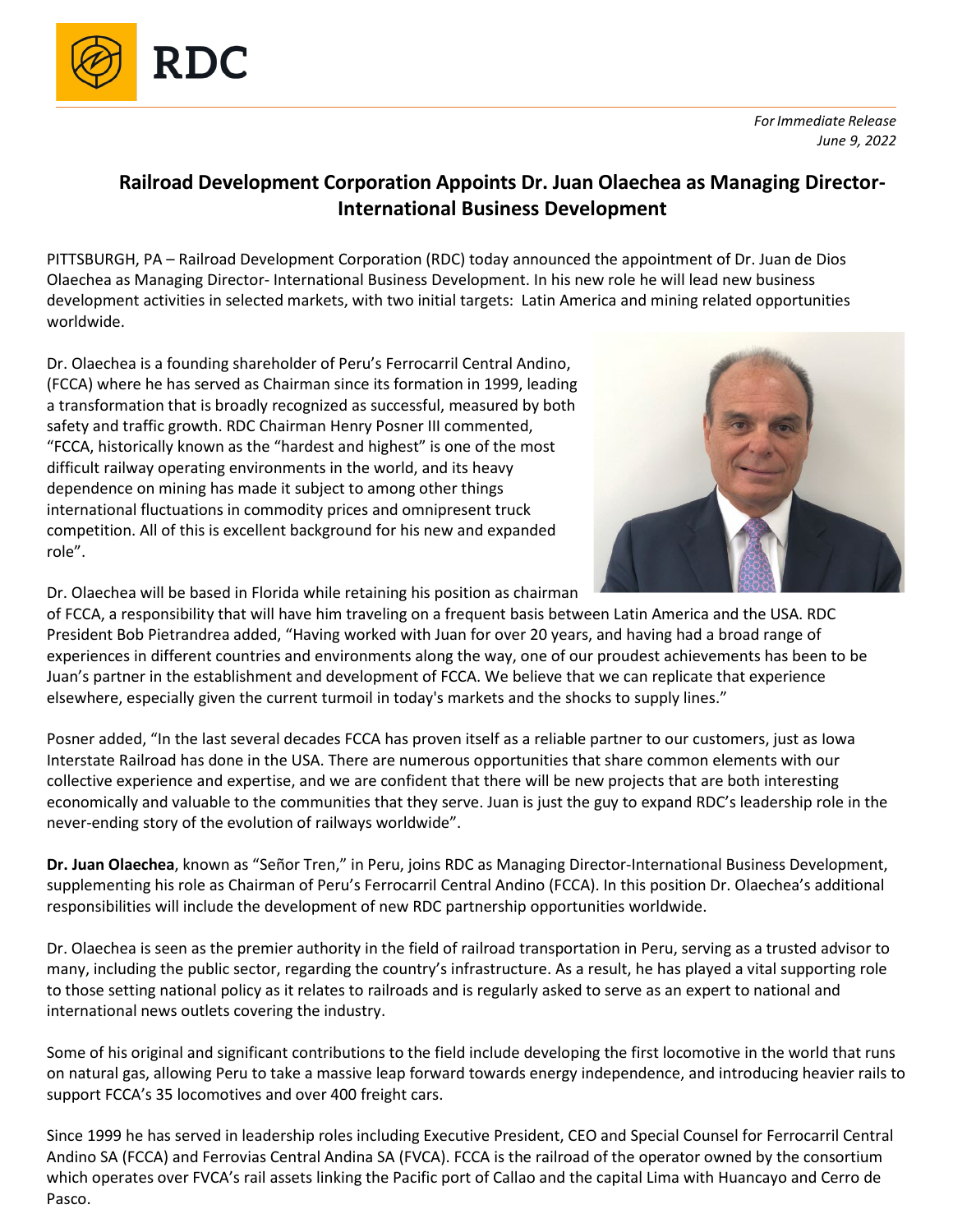RDC

*For Immediate Release*
*June 9, 2022*

## Railroad Development Corporation Appoints Dr. Juan Olaechea as Managing Director- International Business Development

PITTSBURGH, PA – Railroad Development Corporation (RDC) today announced the appointment of Dr. Juan de Dios Olaechea as Managing Director- International Business Development. In his new role he will lead new business development activities in selected markets, with two initial targets: Latin America and mining related opportunities worldwide.

Dr. Olaechea is a founding shareholder of Peru's Ferrocarril Central Andino, (FCCA) where he has served as Chairman since its formation in 1999, leading a transformation that is broadly recognized as successful, measured by both safety and traffic growth. RDC Chairman Henry Posner III commented, "FCCA, historically known as the "hardest and highest" is one of the most difficult railway operating environments in the world, and its heavy dependence on mining has made it subject to among other things international fluctuations in commodity prices and omnipresent truck competition. All of this is excellent background for his new and expanded role".

Dr. Olaechea will be based in Florida while retaining his position as chairman of FCCA, a responsibility that will have him traveling on a frequent basis between Latin America and the USA. RDC President Bob Pietrandrea added, "Having worked with Juan for over 20 years, and having had a broad range of experiences in different countries and environments along the way, one of our proudest achievements has been to be Juan's partner in the establishment and development of FCCA. We believe that we can replicate that experience elsewhere, especially given the current turmoil in today's markets and the shocks to supply lines."

Posner added, "In the last several decades FCCA has proven itself as a reliable partner to our customers, just as Iowa Interstate Railroad has done in the USA. There are numerous opportunities that share common elements with our collective experience and expertise, and we are confident that there will be new projects that are both interesting economically and valuable to the communities that they serve. Juan is just the guy to expand RDC's leadership role in the never-ending story of the evolution of railways worldwide".

**Dr. Juan Olaechea**, known as "Señor Tren," in Peru, joins RDC as Managing Director-International Business Development, supplementing his role as Chairman of Peru's Ferrocarril Central Andino (FCCA). In this position Dr. Olaechea's additional responsibilities will include the development of new RDC partnership opportunities worldwide.

Dr. Olaechea is seen as the premier authority in the field of railroad transportation in Peru, serving as a trusted advisor to many, including the public sector, regarding the country's infrastructure. As a result, he has played a vital supporting role to those setting national policy as it relates to railroads and is regularly asked to serve as an expert to national and international news outlets covering the industry.

Some of his original and significant contributions to the field include developing the first locomotive in the world that runs on natural gas, allowing Peru to take a massive leap forward towards energy independence, and introducing heavier rails to support FCCA's 35 locomotives and over 400 freight cars.

Since 1999 he has served in leadership roles including Executive President, CEO and Special Counsel for Ferrocarril Central Andino SA (FCCA) and Ferrovias Central Andina SA (FVCA). FCCA is the railroad of the operator owned by the consortium which operates over FVCA's rail assets linking the Pacific port of Callao and the capital Lima with Huancayo and Cerro de Pasco.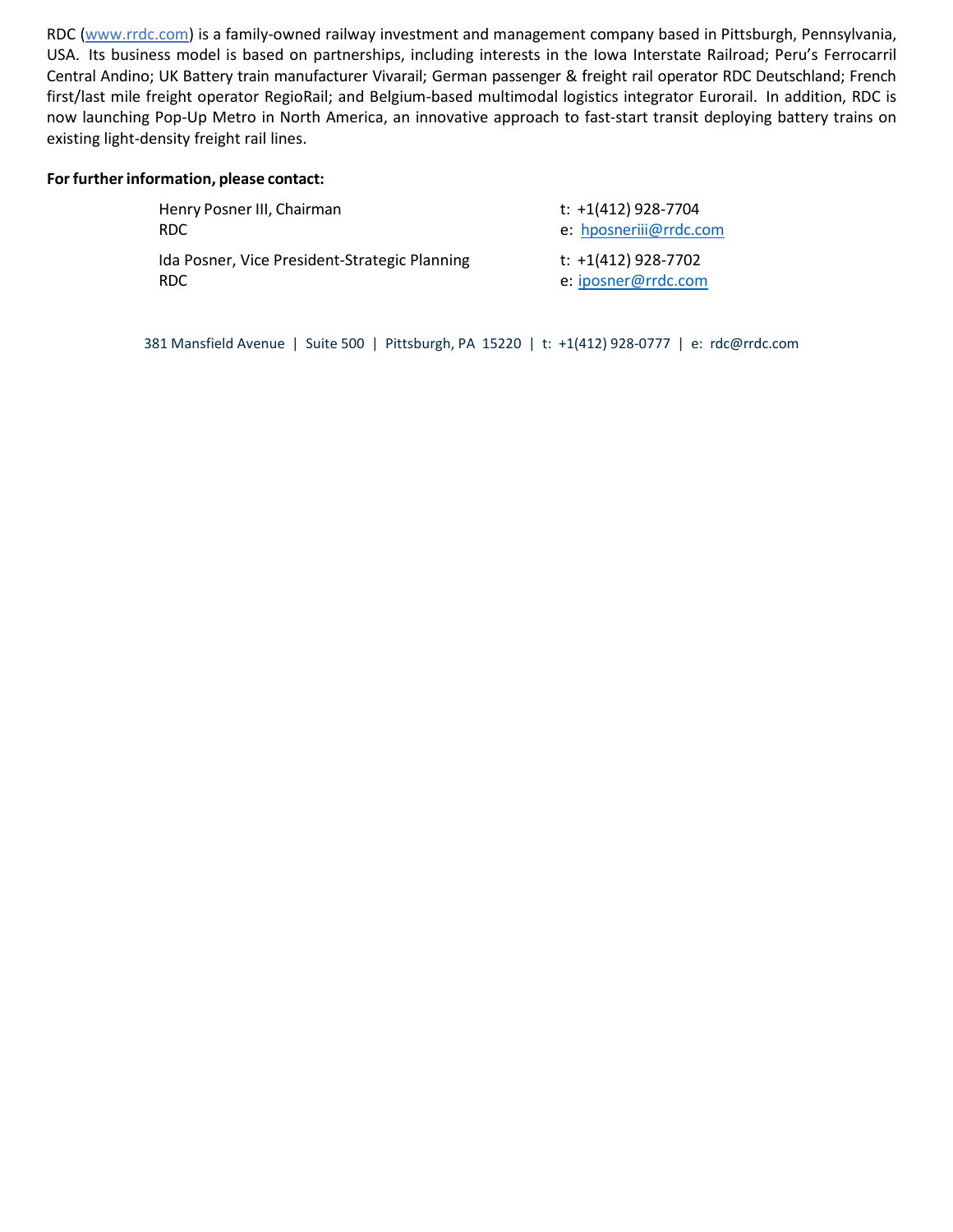RDC (www.rrdc.com) is a family-owned railway investment and management company based in Pittsburgh, Pennsylvania, USA. Its business model is based on partnerships, including interests in the Iowa Interstate Railroad; Peru's Ferrocarril Central Andino; UK Battery train manufacturer Vivarail; German passenger & freight rail operator RDC Deutschland; French first/last mile freight operator RegioRail; and Belgium-based multimodal logistics integrator Eurorail. In addition, RDC is now launching Pop-Up Metro in North America, an innovative approach to fast-start transit deploying battery trains on existing light-density freight rail lines.

**For further information, please contact:**

Henry Posner III, Chairman
RDC
t: +1(412) 928-7704
e: hposneriii@rrdc.com

Ida Posner, Vice President-Strategic Planning
RDC
t: +1(412) 928-7702
e: iposner@rrdc.com

381 Mansfield Avenue | Suite 500 | Pittsburgh, PA 15220 | t: +1(412) 928-0777 | e: rdc@rrdc.com